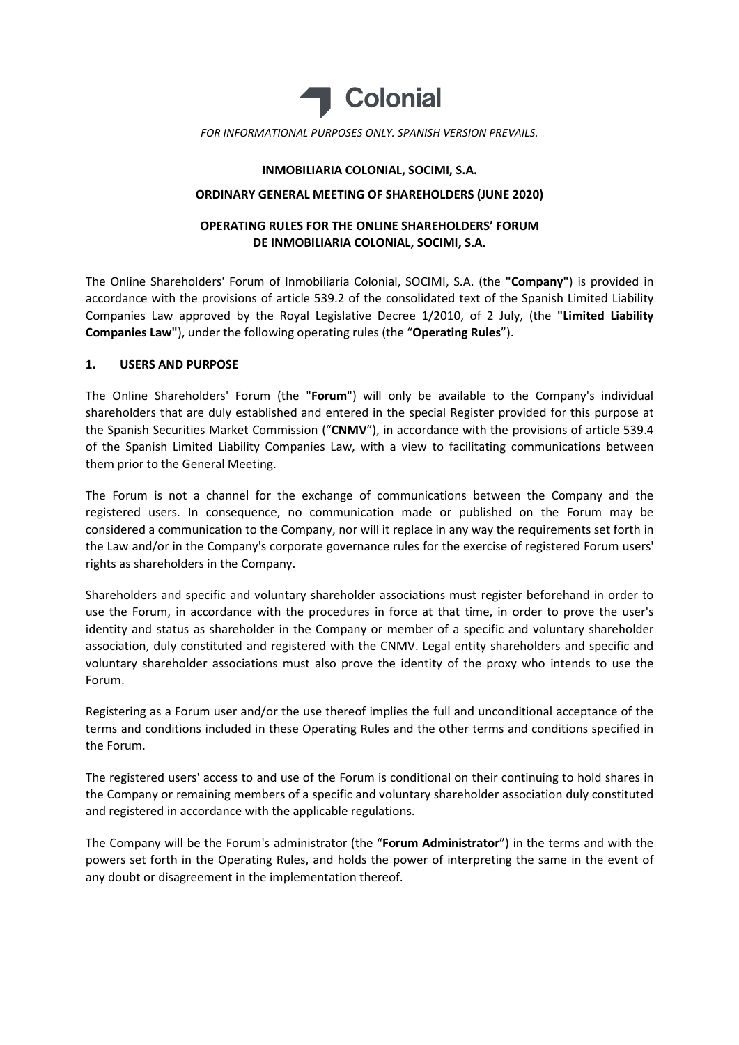Colonial

*FOR INFORMATIONAL PURPOSES ONLY. SPANISH VERSION PREVAILS.*

**INMOBILIARIA COLONIAL, SOCIMI, S.A.**

**ORDINARY GENERAL MEETING OF SHAREHOLDERS (JUNE 2020)**

**OPERATING RULES FOR THE ONLINE SHAREHOLDERS' FORUM DE INMOBILIARIA COLONIAL, SOCIMI, S.A.**

The Online Shareholders' Forum of Inmobiliaria Colonial, SOCIMI, S.A. (the **"Company"**) is provided in accordance with the provisions of article 539.2 of the consolidated text of the Spanish Limited Liability Companies Law approved by the Royal Legislative Decree 1/2010, of 2 July, (the **"Limited Liability Companies Law"**), under the following operating rules (the "**Operating Rules**").

## 1. USERS AND PURPOSE

The Online Shareholders' Forum (the "**Forum**") will only be available to the Company's individual shareholders that are duly established and entered in the special Register provided for this purpose at the Spanish Securities Market Commission ("**CNMV**"), in accordance with the provisions of article 539.4 of the Spanish Limited Liability Companies Law, with a view to facilitating communications between them prior to the General Meeting.

The Forum is not a channel for the exchange of communications between the Company and the registered users. In consequence, no communication made or published on the Forum may be considered a communication to the Company, nor will it replace in any way the requirements set forth in the Law and/or in the Company's corporate governance rules for the exercise of registered Forum users' rights as shareholders in the Company.

Shareholders and specific and voluntary shareholder associations must register beforehand in order to use the Forum, in accordance with the procedures in force at that time, in order to prove the user's identity and status as shareholder in the Company or member of a specific and voluntary shareholder association, duly constituted and registered with the CNMV. Legal entity shareholders and specific and voluntary shareholder associations must also prove the identity of the proxy who intends to use the Forum.

Registering as a Forum user and/or the use thereof implies the full and unconditional acceptance of the terms and conditions included in these Operating Rules and the other terms and conditions specified in the Forum.

The registered users' access to and use of the Forum is conditional on their continuing to hold shares in the Company or remaining members of a specific and voluntary shareholder association duly constituted and registered in accordance with the applicable regulations.

The Company will be the Forum's administrator (the "**Forum Administrator**") in the terms and with the powers set forth in the Operating Rules, and holds the power of interpreting the same in the event of any doubt or disagreement in the implementation thereof.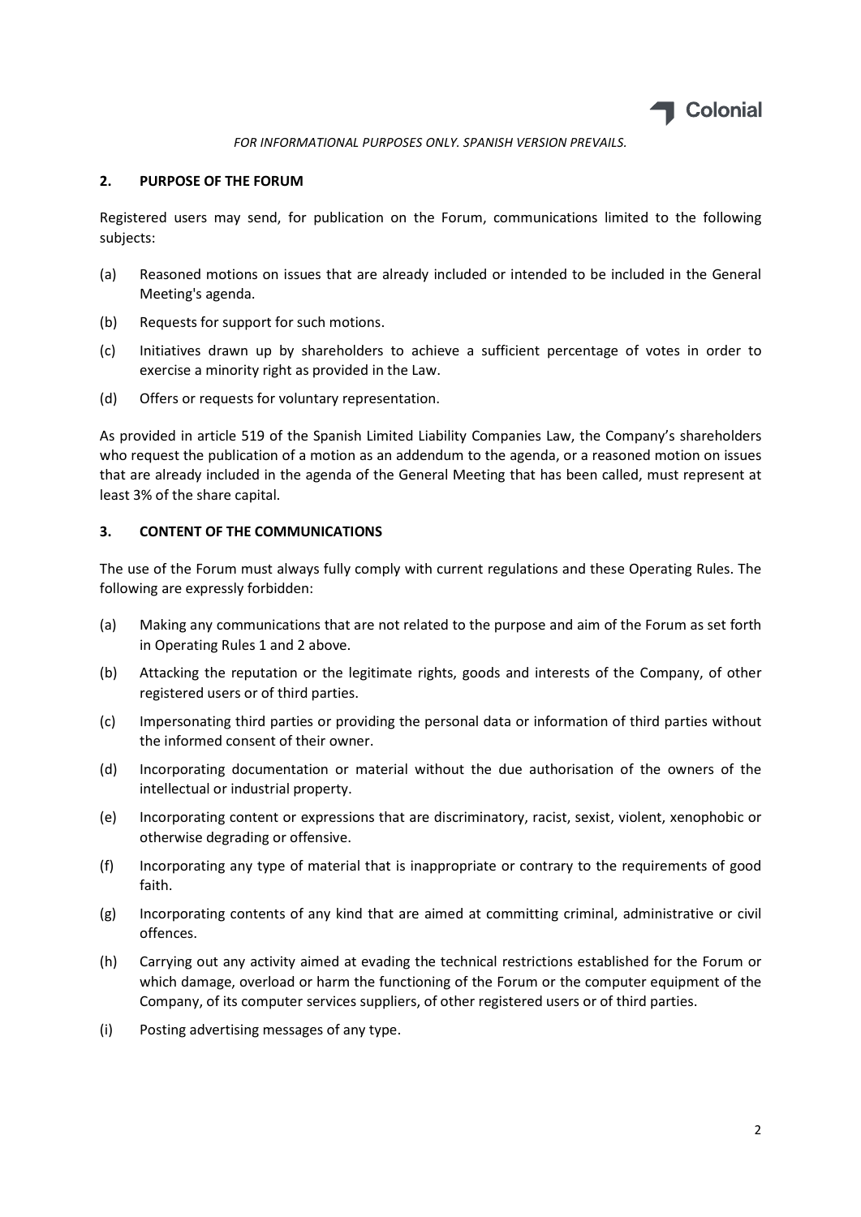*FOR INFORMATIONAL PURPOSES ONLY. SPANISH VERSION PREVAILS.*

## 2. PURPOSE OF THE FORUM

Registered users may send, for publication on the Forum, communications limited to the following subjects:

(a) Reasoned motions on issues that are already included or intended to be included in the General Meeting's agenda.

(b) Requests for support for such motions.

(c) Initiatives drawn up by shareholders to achieve a sufficient percentage of votes in order to exercise a minority right as provided in the Law.

(d) Offers or requests for voluntary representation.

As provided in article 519 of the Spanish Limited Liability Companies Law, the Company's shareholders who request the publication of a motion as an addendum to the agenda, or a reasoned motion on issues that are already included in the agenda of the General Meeting that has been called, must represent at least 3% of the share capital.

## 3. CONTENT OF THE COMMUNICATIONS

The use of the Forum must always fully comply with current regulations and these Operating Rules. The following are expressly forbidden:

(a) Making any communications that are not related to the purpose and aim of the Forum as set forth in Operating Rules 1 and 2 above.

(b) Attacking the reputation or the legitimate rights, goods and interests of the Company, of other registered users or of third parties.

(c) Impersonating third parties or providing the personal data or information of third parties without the informed consent of their owner.

(d) Incorporating documentation or material without the due authorisation of the owners of the intellectual or industrial property.

(e) Incorporating content or expressions that are discriminatory, racist, sexist, violent, xenophobic or otherwise degrading or offensive.

(f) Incorporating any type of material that is inappropriate or contrary to the requirements of good faith.

(g) Incorporating contents of any kind that are aimed at committing criminal, administrative or civil offences.

(h) Carrying out any activity aimed at evading the technical restrictions established for the Forum or which damage, overload or harm the functioning of the Forum or the computer equipment of the Company, of its computer services suppliers, of other registered users or of third parties.

(i) Posting advertising messages of any type.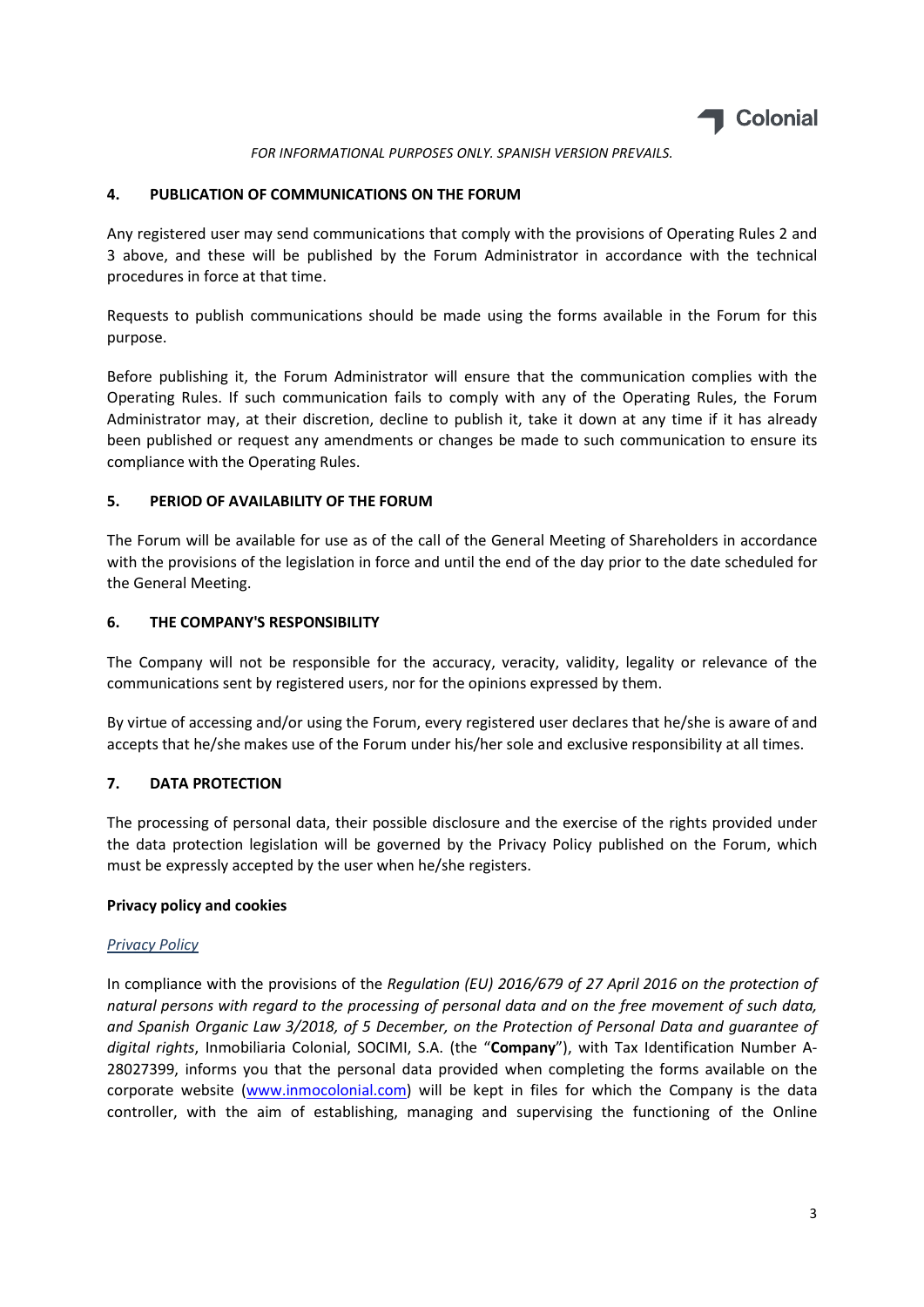*FOR INFORMATIONAL PURPOSES ONLY. SPANISH VERSION PREVAILS.*

## 4. PUBLICATION OF COMMUNICATIONS ON THE FORUM

Any registered user may send communications that comply with the provisions of Operating Rules 2 and 3 above, and these will be published by the Forum Administrator in accordance with the technical procedures in force at that time.

Requests to publish communications should be made using the forms available in the Forum for this purpose.

Before publishing it, the Forum Administrator will ensure that the communication complies with the Operating Rules. If such communication fails to comply with any of the Operating Rules, the Forum Administrator may, at their discretion, decline to publish it, take it down at any time if it has already been published or request any amendments or changes be made to such communication to ensure its compliance with the Operating Rules.

## 5. PERIOD OF AVAILABILITY OF THE FORUM

The Forum will be available for use as of the call of the General Meeting of Shareholders in accordance with the provisions of the legislation in force and until the end of the day prior to the date scheduled for the General Meeting.

## 6. THE COMPANY'S RESPONSIBILITY

The Company will not be responsible for the accuracy, veracity, validity, legality or relevance of the communications sent by registered users, nor for the opinions expressed by them.

By virtue of accessing and/or using the Forum, every registered user declares that he/she is aware of and accepts that he/she makes use of the Forum under his/her sole and exclusive responsibility at all times.

## 7. DATA PROTECTION

The processing of personal data, their possible disclosure and the exercise of the rights provided under the data protection legislation will be governed by the Privacy Policy published on the Forum, which must be expressly accepted by the user when he/she registers.

**Privacy policy and cookies**

*Privacy Policy*

In compliance with the provisions of the *Regulation (EU) 2016/679 of 27 April 2016 on the protection of natural persons with regard to the processing of personal data and on the free movement of such data, and Spanish Organic Law 3/2018, of 5 December, on the Protection of Personal Data and guarantee of digital rights*, Inmobiliaria Colonial, SOCIMI, S.A. (the "**Company**"), with Tax Identification Number A-28027399, informs you that the personal data provided when completing the forms available on the corporate website (www.inmocolonial.com) will be kept in files for which the Company is the data controller, with the aim of establishing, managing and supervising the functioning of the Online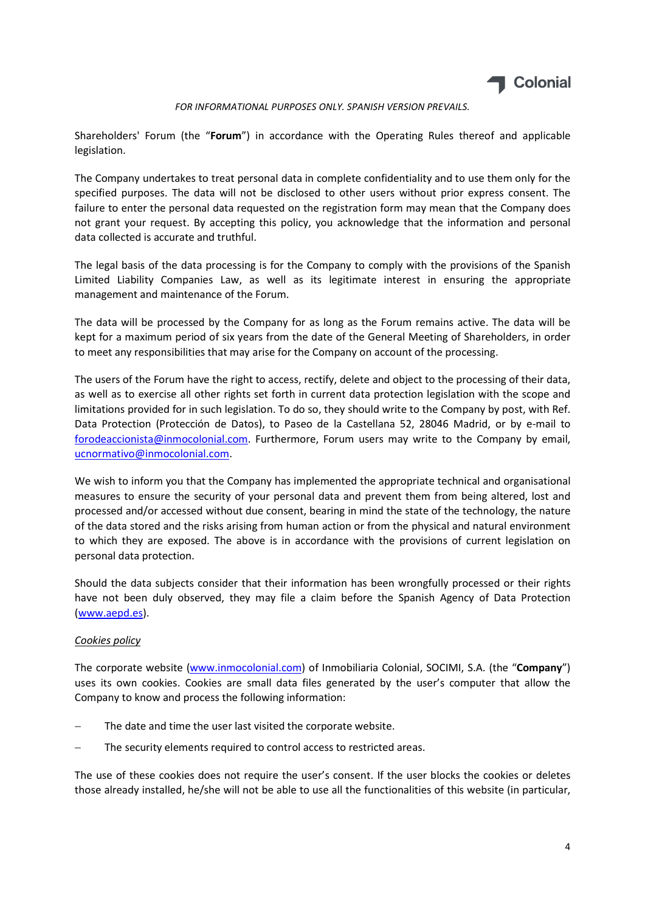*FOR INFORMATIONAL PURPOSES ONLY. SPANISH VERSION PREVAILS.*

Shareholders' Forum (the "**Forum**") in accordance with the Operating Rules thereof and applicable legislation.

The Company undertakes to treat personal data in complete confidentiality and to use them only for the specified purposes. The data will not be disclosed to other users without prior express consent. The failure to enter the personal data requested on the registration form may mean that the Company does not grant your request. By accepting this policy, you acknowledge that the information and personal data collected is accurate and truthful.

The legal basis of the data processing is for the Company to comply with the provisions of the Spanish Limited Liability Companies Law, as well as its legitimate interest in ensuring the appropriate management and maintenance of the Forum.

The data will be processed by the Company for as long as the Forum remains active. The data will be kept for a maximum period of six years from the date of the General Meeting of Shareholders, in order to meet any responsibilities that may arise for the Company on account of the processing.

The users of the Forum have the right to access, rectify, delete and object to the processing of their data, as well as to exercise all other rights set forth in current data protection legislation with the scope and limitations provided for in such legislation. To do so, they should write to the Company by post, with Ref. Data Protection (Protección de Datos), to Paseo de la Castellana 52, 28046 Madrid, or by e-mail to [forodeaccionista@inmocolonial.com](mailto:forodeaccionista@inmocolonial.com). Furthermore, Forum users may write to the Company by email, [ucnormativo@inmocolonial.com](mailto:ucnormativo@inmocolonial.com).

We wish to inform you that the Company has implemented the appropriate technical and organisational measures to ensure the security of your personal data and prevent them from being altered, lost and processed and/or accessed without due consent, bearing in mind the state of the technology, the nature of the data stored and the risks arising from human action or from the physical and natural environment to which they are exposed. The above is in accordance with the provisions of current legislation on personal data protection.

Should the data subjects consider that their information has been wrongfully processed or their rights have not been duly observed, they may file a claim before the Spanish Agency of Data Protection ([www.aepd.es](http://www.aepd.es)).

*Cookies policy*

The corporate website ([www.inmocolonial.com](http://www.inmocolonial.com)) of Inmobiliaria Colonial, SOCIMI, S.A. (the "**Company**") uses its own cookies. Cookies are small data files generated by the user's computer that allow the Company to know and process the following information:

- The date and time the user last visited the corporate website.
- The security elements required to control access to restricted areas.

The use of these cookies does not require the user's consent. If the user blocks the cookies or deletes those already installed, he/she will not be able to use all the functionalities of this website (in particular,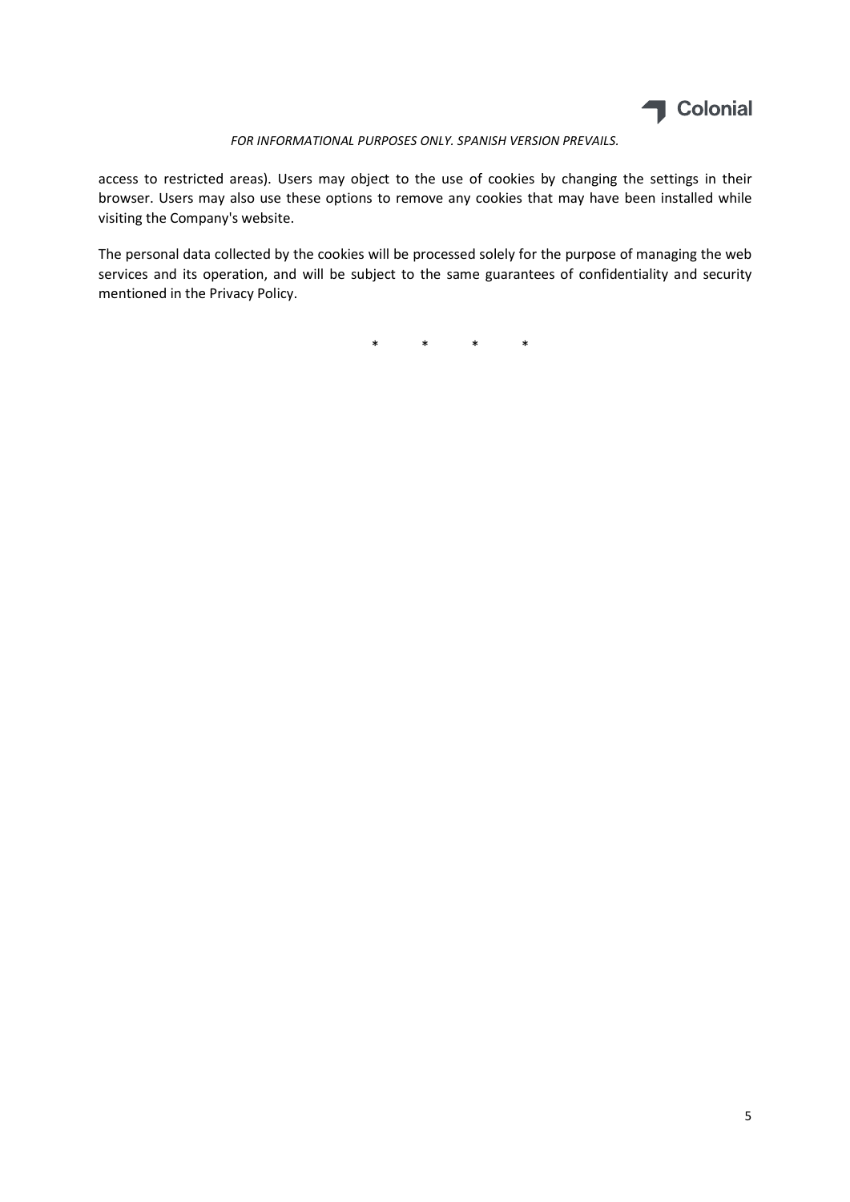access to restricted areas). Users may object to the use of cookies by changing the settings in their browser. Users may also use these options to remove any cookies that may have been installed while visiting the Company's website.

The personal data collected by the cookies will be processed solely for the purpose of managing the web services and its operation, and will be subject to the same guarantees of confidentiality and security mentioned in the Privacy Policy.

\* \* \* \*